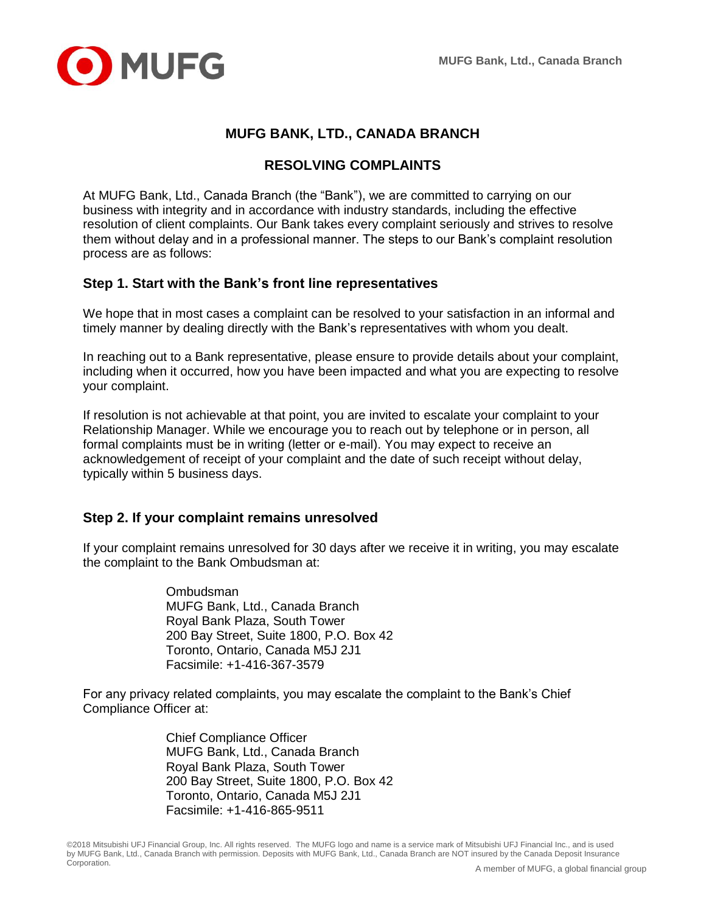# MUFG BANK, LTD., CANADA BRANCH

## RESOLVING COMPLAINTS

At MUFG Bank, Ltd., Canada Branch (the "Bank"), we are committed to carrying on our business with integrity and in accordance with industry standards, including the effective resolution of client complaints. Our Bank takes every complaint seriously and strives to resolve them without delay and in a professional manner. The steps to our Bank's complaint resolution process are as follows:

### Step 1. Start with the Bank's front line representatives

We hope that in most cases a complaint can be resolved to your satisfaction in an informal and timely manner by dealing directly with the Bank's representatives with whom you dealt.

In reaching out to a Bank representative, please ensure to provide details about your complaint, including when it occurred, how you have been impacted and what you are expecting to resolve your complaint.

If resolution is not achievable at that point, you are invited to escalate your complaint to your Relationship Manager. While we encourage you to reach out by telephone or in person, all formal complaints must be in writing (letter or e-mail). You may expect to receive an acknowledgement of receipt of your complaint and the date of such receipt without delay, typically within 5 business days.

### Step 2. If your complaint remains unresolved

If your complaint remains unresolved for 30 days after we receive it in writing, you may escalate the complaint to the Bank Ombudsman at:

Ombudsman
MUFG Bank, Ltd., Canada Branch
Royal Bank Plaza, South Tower
200 Bay Street, Suite 1800, P.O. Box 42
Toronto, Ontario, Canada M5J 2J1
Facsimile: +1-416-367-3579

For any privacy related complaints, you may escalate the complaint to the Bank's Chief Compliance Officer at:

Chief Compliance Officer
MUFG Bank, Ltd., Canada Branch
Royal Bank Plaza, South Tower
200 Bay Street, Suite 1800, P.O. Box 42
Toronto, Ontario, Canada M5J 2J1
Facsimile: +1-416-865-9511

©2018 Mitsubishi UFJ Financial Group, Inc. All rights reserved. The MUFG logo and name is a service mark of Mitsubishi UFJ Financial Inc., and is used by MUFG Bank, Ltd., Canada Branch with permission. Deposits with MUFG Bank, Ltd., Canada Branch are NOT insured by the Canada Deposit Insurance Corporation.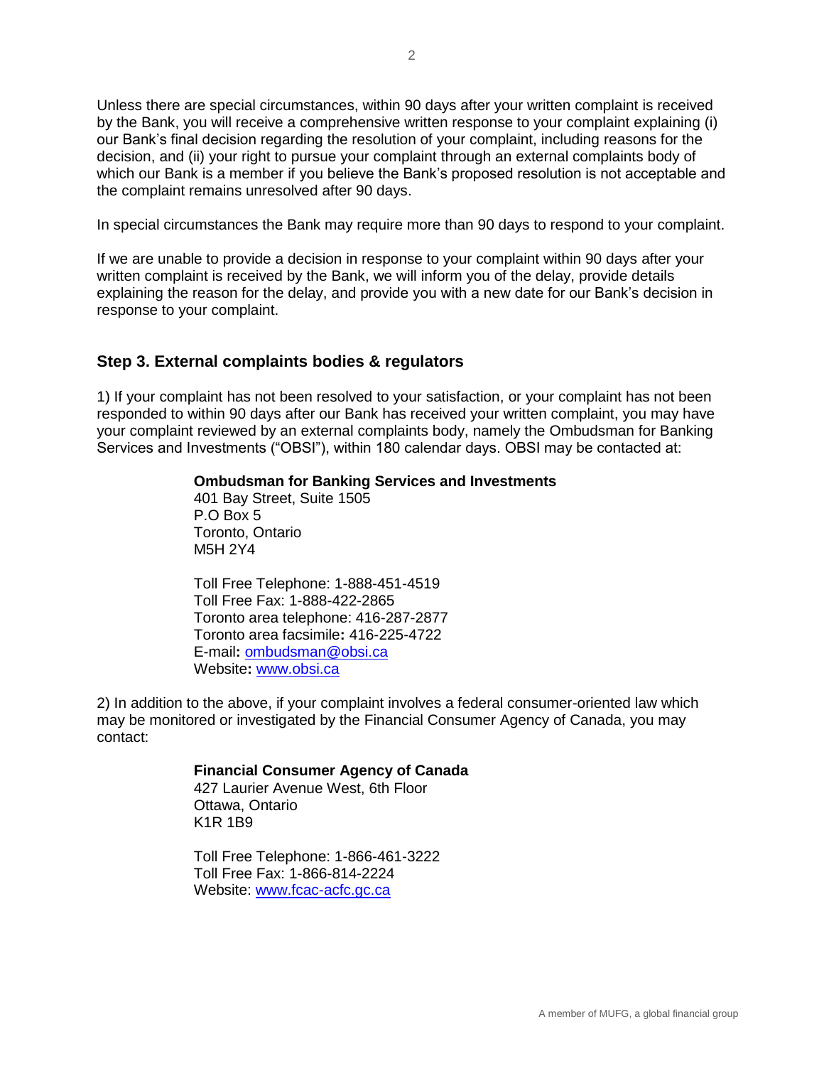Unless there are special circumstances, within 90 days after your written complaint is received by the Bank, you will receive a comprehensive written response to your complaint explaining (i) our Bank's final decision regarding the resolution of your complaint, including reasons for the decision, and (ii) your right to pursue your complaint through an external complaints body of which our Bank is a member if you believe the Bank's proposed resolution is not acceptable and the complaint remains unresolved after 90 days.

In special circumstances the Bank may require more than 90 days to respond to your complaint.

If we are unable to provide a decision in response to your complaint within 90 days after your written complaint is received by the Bank, we will inform you of the delay, provide details explaining the reason for the delay, and provide you with a new date for our Bank's decision in response to your complaint.

## Step 3. External complaints bodies & regulators

1) If your complaint has not been resolved to your satisfaction, or your complaint has not been responded to within 90 days after our Bank has received your written complaint, you may have your complaint reviewed by an external complaints body, namely the Ombudsman for Banking Services and Investments ("OBSI"), within 180 calendar days. OBSI may be contacted at:

> **Ombudsman for Banking Services and Investments**
> 401 Bay Street, Suite 1505
> P.O Box 5
> Toronto, Ontario
> M5H 2Y4
>
> Toll Free Telephone: 1-888-451-4519
> Toll Free Fax: 1-888-422-2865
> Toronto area telephone: 416-287-2877
> Toronto area facsimile**:** 416-225-4722
> E-mail**:** ombudsman@obsi.ca
> Website**:** www.obsi.ca

2) In addition to the above, if your complaint involves a federal consumer-oriented law which may be monitored or investigated by the Financial Consumer Agency of Canada, you may contact:

> **Financial Consumer Agency of Canada**
> 427 Laurier Avenue West, 6th Floor
> Ottawa, Ontario
> K1R 1B9
>
> Toll Free Telephone: 1-866-461-3222
> Toll Free Fax: 1-866-814-2224
> Website: www.fcac-acfc.gc.ca

A member of MUFG, a global financial group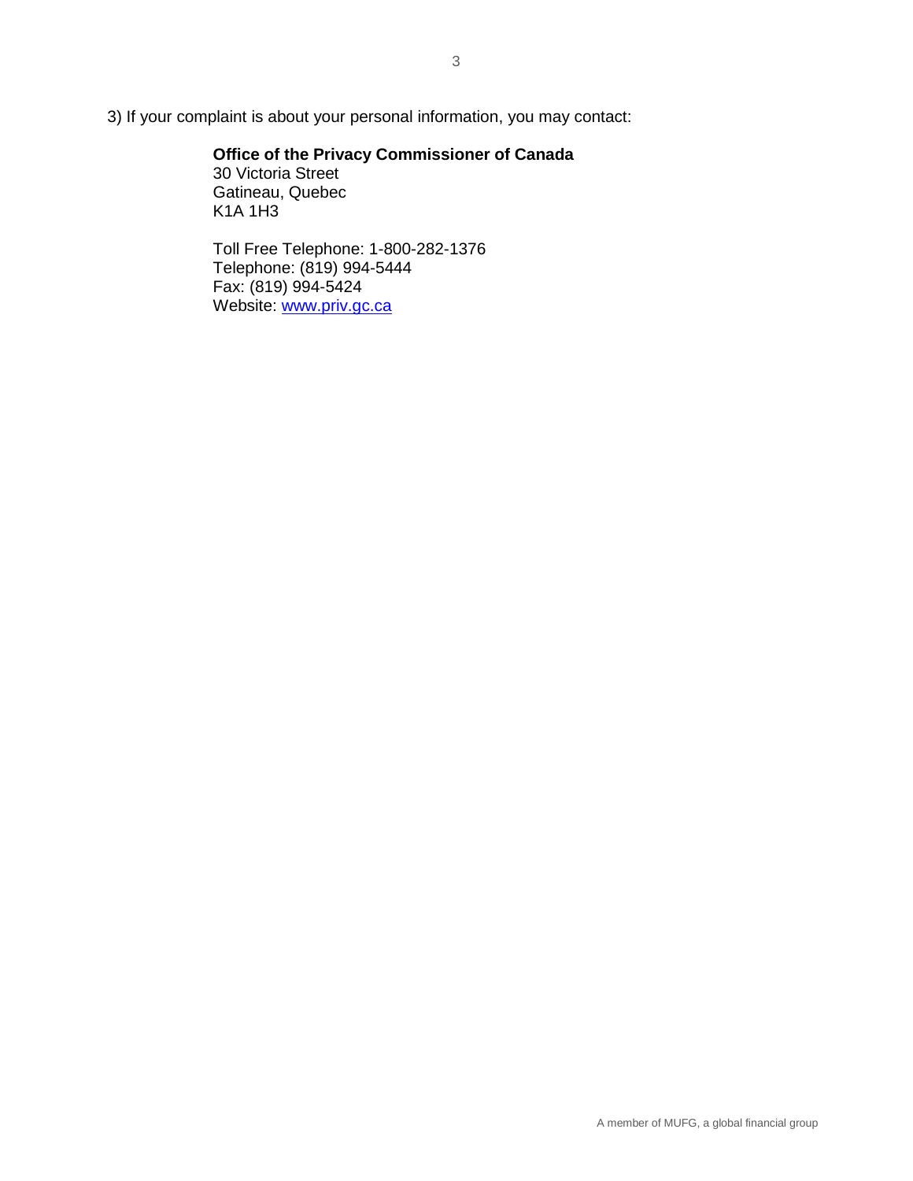3) If your complaint is about your personal information, you may contact:

**Office of the Privacy Commissioner of Canada**
30 Victoria Street
Gatineau, Quebec
K1A 1H3

Toll Free Telephone: 1-800-282-1376
Telephone: (819) 994-5444
Fax: (819) 994-5424
Website: www.priv.gc.ca

A member of MUFG, a global financial group